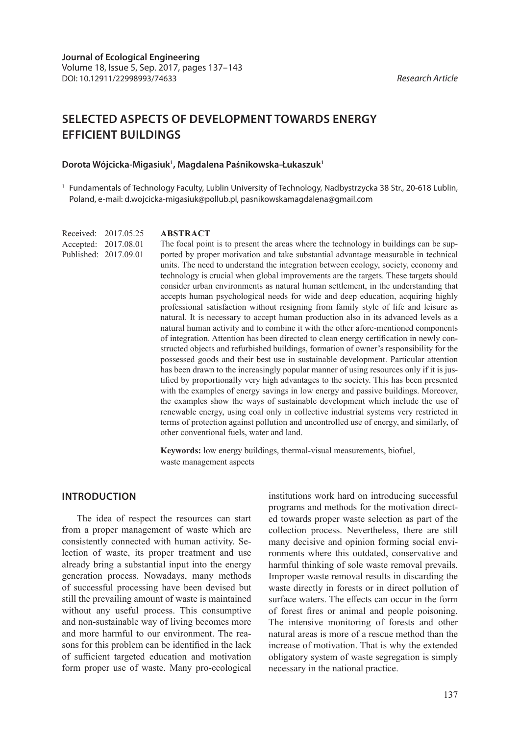**Journal of Ecological Engineering**
Volume 18, Issue 5, Sep. 2017, pages 137–143
DOI: 10.12911/22998993/74633

*Research Article*

# SELECTED ASPECTS OF DEVELOPMENT TOWARDS ENERGY EFFICIENT BUILDINGS

**Dorota Wójcicka-Migasiuk[1], Magdalena Paśnikowska-Łukaszuk[1]**

[1] Fundamentals of Technology Faculty, Lublin University of Technology, Nadbystrzycka 38 Str., 20-618 Lublin, Poland, e-mail: d.wojcicka-migasiuk@pollub.pl, pasnikowskamagdalena@gmail.com

Received: 2017.05.25
Accepted: 2017.08.01
Published: 2017.09.01

## ABSTRACT

The focal point is to present the areas where the technology in buildings can be supported by proper motivation and take substantial advantage measurable in technical units. The need to understand the integration between ecology, society, economy and technology is crucial when global improvements are the targets. These targets should consider urban environments as natural human settlement, in the understanding that accepts human psychological needs for wide and deep education, acquiring highly professional satisfaction without resigning from family style of life and leisure as natural. It is necessary to accept human production also in its advanced levels as a natural human activity and to combine it with the other afore-mentioned components of integration. Attention has been directed to clean energy certification in newly constructed objects and refurbished buildings, formation of owner's responsibility for the possessed goods and their best use in sustainable development. Particular attention has been drawn to the increasingly popular manner of using resources only if it is justified by proportionally very high advantages to the society. This has been presented with the examples of energy savings in low energy and passive buildings. Moreover, the examples show the ways of sustainable development which include the use of renewable energy, using coal only in collective industrial systems very restricted in terms of protection against pollution and uncontrolled use of energy, and similarly, of other conventional fuels, water and land.

**Keywords:** low energy buildings, thermal-visual measurements, biofuel, waste management aspects

## INTRODUCTION

The idea of respect the resources can start from a proper management of waste which are consistently connected with human activity. Selection of waste, its proper treatment and use already bring a substantial input into the energy generation process. Nowadays, many methods of successful processing have been devised but still the prevailing amount of waste is maintained without any useful process. This consumptive and non-sustainable way of living becomes more and more harmful to our environment. The reasons for this problem can be identified in the lack of sufficient targeted education and motivation form proper use of waste. Many pro-ecological institutions work hard on introducing successful programs and methods for the motivation directed towards proper waste selection as part of the collection process. Nevertheless, there are still many decisive and opinion forming social environments where this outdated, conservative and harmful thinking of sole waste removal prevails. Improper waste removal results in discarding the waste directly in forests or in direct pollution of surface waters. The effects can occur in the form of forest fires or animal and people poisoning. The intensive monitoring of forests and other natural areas is more of a rescue method than the increase of motivation. That is why the extended obligatory system of waste segregation is simply necessary in the national practice.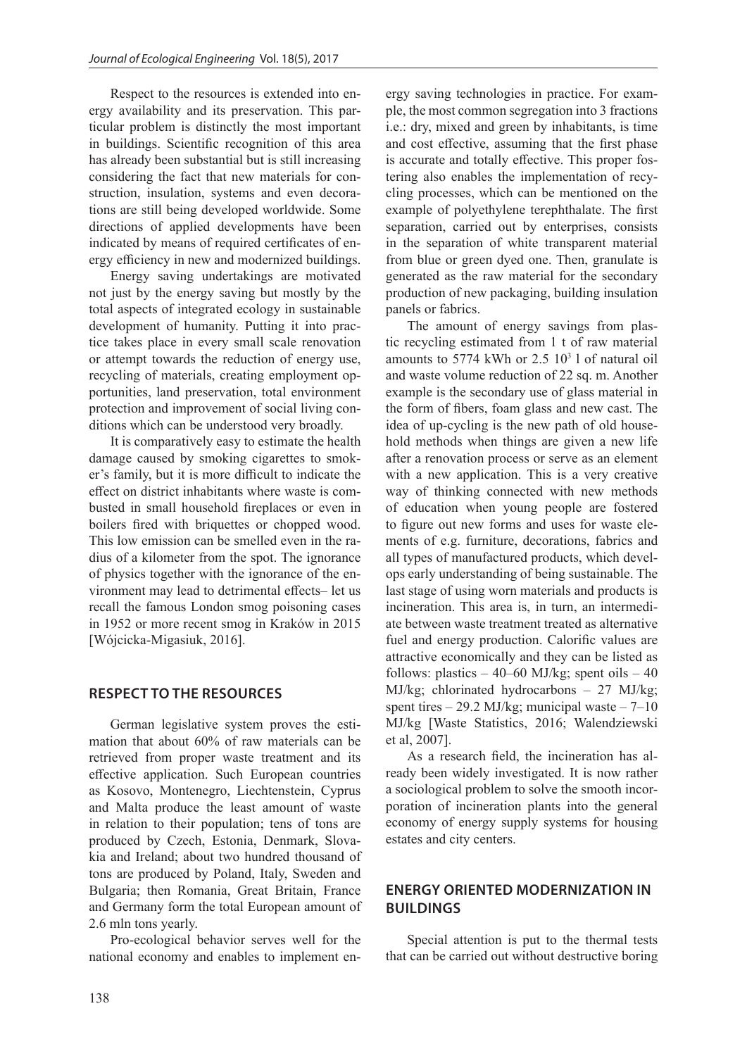Respect to the resources is extended into energy availability and its preservation. This particular problem is distinctly the most important in buildings. Scientific recognition of this area has already been substantial but is still increasing considering the fact that new materials for construction, insulation, systems and even decorations are still being developed worldwide. Some directions of applied developments have been indicated by means of required certificates of energy efficiency in new and modernized buildings.

Energy saving undertakings are motivated not just by the energy saving but mostly by the total aspects of integrated ecology in sustainable development of humanity. Putting it into practice takes place in every small scale renovation or attempt towards the reduction of energy use, recycling of materials, creating employment opportunities, land preservation, total environment protection and improvement of social living conditions which can be understood very broadly.

It is comparatively easy to estimate the health damage caused by smoking cigarettes to smoker's family, but it is more difficult to indicate the effect on district inhabitants where waste is combusted in small household fireplaces or even in boilers fired with briquettes or chopped wood. This low emission can be smelled even in the radius of a kilometer from the spot. The ignorance of physics together with the ignorance of the environment may lead to detrimental effects– let us recall the famous London smog poisoning cases in 1952 or more recent smog in Kraków in 2015 [Wójcicka-Migasiuk, 2016].

## RESPECT TO THE RESOURCES

German legislative system proves the estimation that about 60% of raw materials can be retrieved from proper waste treatment and its effective application. Such European countries as Kosovo, Montenegro, Liechtenstein, Cyprus and Malta produce the least amount of waste in relation to their population; tens of tons are produced by Czech, Estonia, Denmark, Slovakia and Ireland; about two hundred thousand of tons are produced by Poland, Italy, Sweden and Bulgaria; then Romania, Great Britain, France and Germany form the total European amount of 2.6 mln tons yearly.

Pro-ecological behavior serves well for the national economy and enables to implement energy saving technologies in practice. For example, the most common segregation into 3 fractions i.e.: dry, mixed and green by inhabitants, is time and cost effective, assuming that the first phase is accurate and totally effective. This proper fostering also enables the implementation of recycling processes, which can be mentioned on the example of polyethylene terephthalate. The first separation, carried out by enterprises, consists in the separation of white transparent material from blue or green dyed one. Then, granulate is generated as the raw material for the secondary production of new packaging, building insulation panels or fabrics.

The amount of energy savings from plastic recycling estimated from 1 t of raw material amounts to 5774 kWh or 2.5 $10^3$ l of natural oil and waste volume reduction of 22 sq. m. Another example is the secondary use of glass material in the form of fibers, foam glass and new cast. The idea of up-cycling is the new path of old household methods when things are given a new life after a renovation process or serve as an element with a new application. This is a very creative way of thinking connected with new methods of education when young people are fostered to figure out new forms and uses for waste elements of e.g. furniture, decorations, fabrics and all types of manufactured products, which develops early understanding of being sustainable. The last stage of using worn materials and products is incineration. This area is, in turn, an intermediate between waste treatment treated as alternative fuel and energy production. Calorific values are attractive economically and they can be listed as follows: plastics – 40–60 MJ/kg; spent oils – 40 MJ/kg; chlorinated hydrocarbons – 27 MJ/kg; spent tires – 29.2 MJ/kg; municipal waste – 7–10 MJ/kg [Waste Statistics, 2016; Walendziewski et al, 2007].

As a research field, the incineration has already been widely investigated. It is now rather a sociological problem to solve the smooth incorporation of incineration plants into the general economy of energy supply systems for housing estates and city centers.

## ENERGY ORIENTED MODERNIZATION IN BUILDINGS

Special attention is put to the thermal tests that can be carried out without destructive boring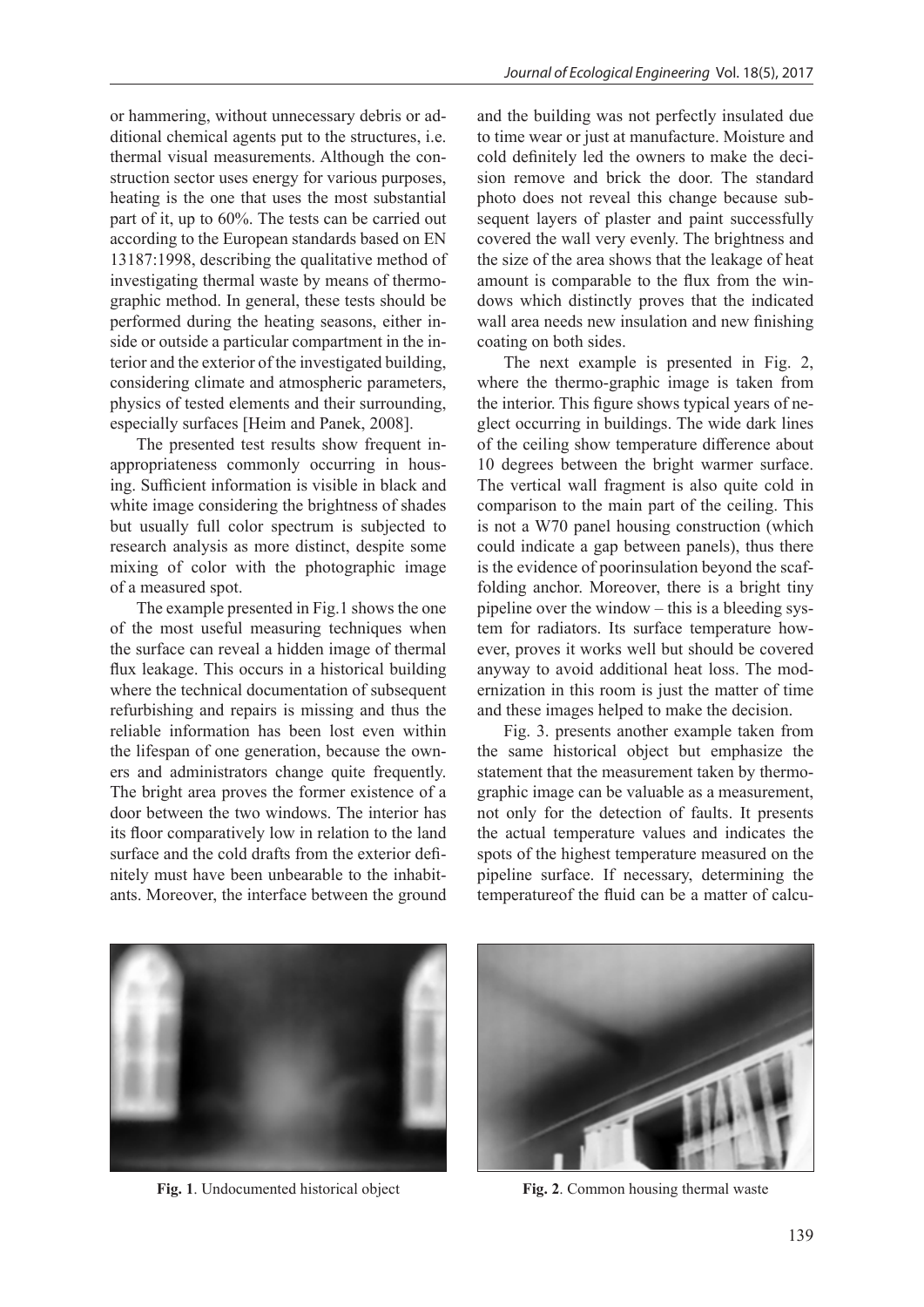or hammering, without unnecessary debris or additional chemical agents put to the structures, i.e. thermal visual measurements. Although the construction sector uses energy for various purposes, heating is the one that uses the most substantial part of it, up to 60%. The tests can be carried out according to the European standards based on EN 13187:1998, describing the qualitative method of investigating thermal waste by means of thermographic method. In general, these tests should be performed during the heating seasons, either inside or outside a particular compartment in the interior and the exterior of the investigated building, considering climate and atmospheric parameters, physics of tested elements and their surrounding, especially surfaces [Heim and Panek, 2008].

The presented test results show frequent inappropriateness commonly occurring in housing. Sufficient information is visible in black and white image considering the brightness of shades but usually full color spectrum is subjected to research analysis as more distinct, despite some mixing of color with the photographic image of a measured spot.

The example presented in Fig.1 shows the one of the most useful measuring techniques when the surface can reveal a hidden image of thermal flux leakage. This occurs in a historical building where the technical documentation of subsequent refurbishing and repairs is missing and thus the reliable information has been lost even within the lifespan of one generation, because the owners and administrators change quite frequently. The bright area proves the former existence of a door between the two windows. The interior has its floor comparatively low in relation to the land surface and the cold drafts from the exterior definitely must have been unbearable to the inhabitants. Moreover, the interface between the ground and the building was not perfectly insulated due to time wear or just at manufacture. Moisture and cold definitely led the owners to make the decision remove and brick the door. The standard photo does not reveal this change because subsequent layers of plaster and paint successfully covered the wall very evenly. The brightness and the size of the area shows that the leakage of heat amount is comparable to the flux from the windows which distinctly proves that the indicated wall area needs new insulation and new finishing coating on both sides.

The next example is presented in Fig. 2, where the thermo-graphic image is taken from the interior. This figure shows typical years of neglect occurring in buildings. The wide dark lines of the ceiling show temperature difference about 10 degrees between the bright warmer surface. The vertical wall fragment is also quite cold in comparison to the main part of the ceiling. This is not a W70 panel housing construction (which could indicate a gap between panels), thus there is the evidence of poorinsulation beyond the scaffolding anchor. Moreover, there is a bright tiny pipeline over the window – this is a bleeding system for radiators. Its surface temperature however, proves it works well but should be covered anyway to avoid additional heat loss. The modernization in this room is just the matter of time and these images helped to make the decision.

Fig. 3. presents another example taken from the same historical object but emphasize the statement that the measurement taken by thermographic image can be valuable as a measurement, not only for the detection of faults. It presents the actual temperature values and indicates the spots of the highest temperature measured on the pipeline surface. If necessary, determining the temperatureof the fluid can be a matter of calcu-

**Fig. 1**. Undocumented historical object

**Fig. 2**. Common housing thermal waste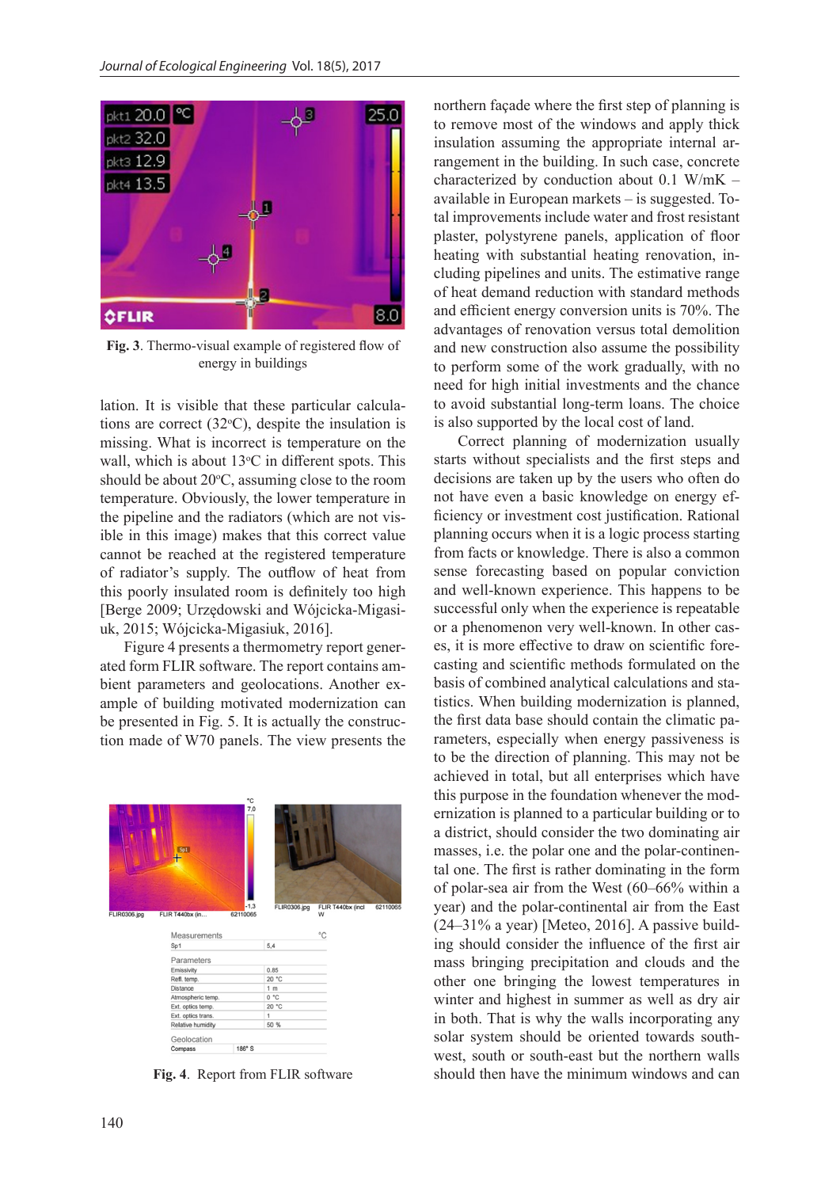Fig. 3. Thermo-visual example of registered flow of energy in buildings

lation. It is visible that these particular calculations are correct (32°C), despite the insulation is missing. What is incorrect is temperature on the wall, which is about 13°C in different spots. This should be about 20°C, assuming close to the room temperature. Obviously, the lower temperature in the pipeline and the radiators (which are not visible in this image) makes that this correct value cannot be reached at the registered temperature of radiator's supply. The outflow of heat from this poorly insulated room is definitely too high [Berge 2009; Urzędowski and Wójcicka-Migasiuk, 2015; Wójcicka-Migasiuk, 2016].

Figure 4 presents a thermometry report generated form FLIR software. The report contains ambient parameters and geolocations. Another example of building motivated modernization can be presented in Fig. 5. It is actually the construction made of W70 panels. The view presents the northern façade where the first step of planning is to remove most of the windows and apply thick insulation assuming the appropriate internal arrangement in the building. In such case, concrete characterized by conduction about 0.1 W/mK – available in European markets – is suggested. Total improvements include water and frost resistant plaster, polystyrene panels, application of floor heating with substantial heating renovation, including pipelines and units. The estimative range of heat demand reduction with standard methods and efficient energy conversion units is 70%. The advantages of renovation versus total demolition and new construction also assume the possibility to perform some of the work gradually, with no need for high initial investments and the chance to avoid substantial long-term loans. The choice is also supported by the local cost of land.

Correct planning of modernization usually starts without specialists and the first steps and decisions are taken up by the users who often do not have even a basic knowledge on energy efficiency or investment cost justification. Rational planning occurs when it is a logic process starting from facts or knowledge. There is also a common sense forecasting based on popular conviction and well-known experience. This happens to be successful only when the experience is repeatable or a phenomenon very well-known. In other cases, it is more effective to draw on scientific forecasting and scientific methods formulated on the basis of combined analytical calculations and statistics. When building modernization is planned, the first data base should contain the climatic parameters, especially when energy passiveness is to be the direction of planning. This may not be achieved in total, but all enterprises which have this purpose in the foundation whenever the modernization is planned to a particular building or to a district, should consider the two dominating air masses, i.e. the polar one and the polar-continental one. The first is rather dominating in the form of polar-sea air from the West (60–66% within a year) and the polar-continental air from the East (24–31% a year) [Meteo, 2016]. A passive building should consider the influence of the first air mass bringing precipitation and clouds and the other one bringing the lowest temperatures in winter and highest in summer as well as dry air in both. That is why the walls incorporating any solar system should be oriented towards south-west, south or south-east but the northern walls should then have the minimum windows and can

| Measurements | °C |
|---|---|
| Sp1 | 5,4 |
| **Parameters** | |
| Emissivity | 0.85 |
| Refl. temp. | 20 °C |
| Distance | 1 m |
| Atmospheric temp. | 0 °C |
| Ext. optics temp. | 20 °C |
| Ext. optics trans. | 1 |
| Relative humidity | 50 % |
| **Geolocation** | |
| Compass | 186° S |

Fig. 4. Report from FLIR software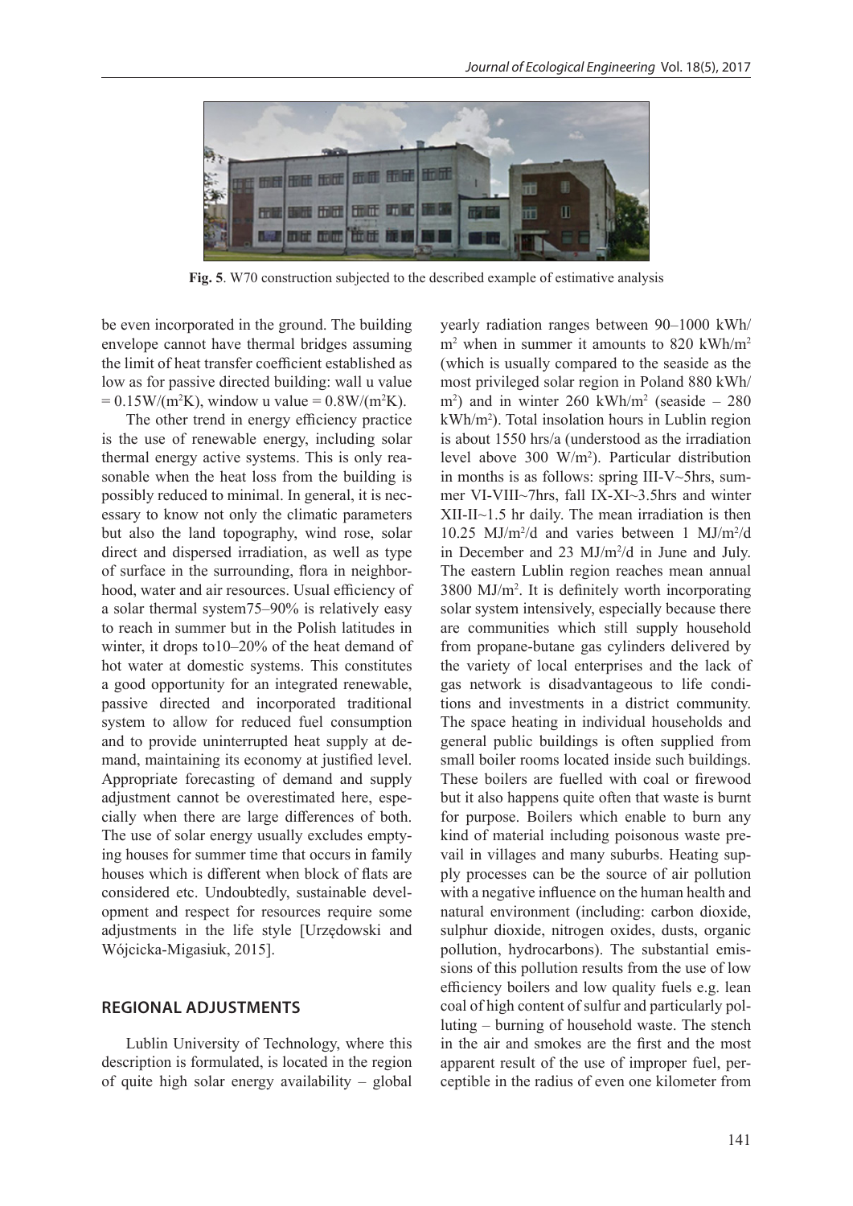**Fig. 5**. W70 construction subjected to the described example of estimative analysis

be even incorporated in the ground. The building envelope cannot have thermal bridges assuming the limit of heat transfer coefficient established as low as for passive directed building: wall u value = $0.15 W/(m^2K)$, window u value = $0.8 W/(m^2K)$.

The other trend in energy efficiency practice is the use of renewable energy, including solar thermal energy active systems. This is only reasonable when the heat loss from the building is possibly reduced to minimal. In general, it is necessary to know not only the climatic parameters but also the land topography, wind rose, solar direct and dispersed irradiation, as well as type of surface in the surrounding, flora in neighborhood, water and air resources. Usual efficiency of a solar thermal system75–90% is relatively easy to reach in summer but in the Polish latitudes in winter, it drops to10–20% of the heat demand of hot water at domestic systems. This constitutes a good opportunity for an integrated renewable, passive directed and incorporated traditional system to allow for reduced fuel consumption and to provide uninterrupted heat supply at demand, maintaining its economy at justified level. Appropriate forecasting of demand and supply adjustment cannot be overestimated here, especially when there are large differences of both. The use of solar energy usually excludes emptying houses for summer time that occurs in family houses which is different when block of flats are considered etc. Undoubtedly, sustainable development and respect for resources require some adjustments in the life style [Urzędowski and Wójcicka-Migasiuk, 2015].

## REGIONAL ADJUSTMENTS

Lublin University of Technology, where this description is formulated, is located in the region of quite high solar energy availability – global yearly radiation ranges between 90–1000 kWh/$m^2$ when in summer it amounts to 820 kWh/$m^2$ (which is usually compared to the seaside as the most privileged solar region in Poland 880 kWh/$m^2$) and in winter 260 kWh/$m^2$ (seaside – 280 kWh/$m^2$). Total insolation hours in Lublin region is about 1550 hrs/a (understood as the irradiation level above 300 W/$m^2$). Particular distribution in months is as follows: spring III-V~5hrs, summer VI-VIII~7hrs, fall IX-XI~3.5hrs and winter XII-II~1.5 hr daily. The mean irradiation is then 10.25 MJ/$m^2$/d and varies between 1 MJ/$m^2$/d in December and 23 MJ/$m^2$/d in June and July. The eastern Lublin region reaches mean annual 3800 MJ/$m^2$. It is definitely worth incorporating solar system intensively, especially because there are communities which still supply household from propane-butane gas cylinders delivered by the variety of local enterprises and the lack of gas network is disadvantageous to life conditions and investments in a district community. The space heating in individual households and general public buildings is often supplied from small boiler rooms located inside such buildings. These boilers are fuelled with coal or firewood but it also happens quite often that waste is burnt for purpose. Boilers which enable to burn any kind of material including poisonous waste prevail in villages and many suburbs. Heating supply processes can be the source of air pollution with a negative influence on the human health and natural environment (including: carbon dioxide, sulphur dioxide, nitrogen oxides, dusts, organic pollution, hydrocarbons). The substantial emissions of this pollution results from the use of low efficiency boilers and low quality fuels e.g. lean coal of high content of sulfur and particularly polluting – burning of household waste. The stench in the air and smokes are the first and the most apparent result of the use of improper fuel, perceptible in the radius of even one kilometer from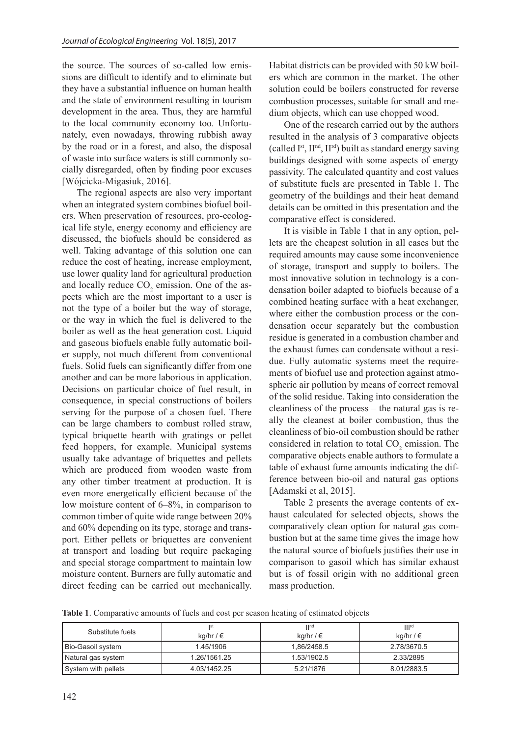the source. The sources of so-called low emissions are difficult to identify and to eliminate but they have a substantial influence on human health and the state of environment resulting in tourism development in the area. Thus, they are harmful to the local community economy too. Unfortunately, even nowadays, throwing rubbish away by the road or in a forest, and also, the disposal of waste into surface waters is still commonly socially disregarded, often by finding poor excuses [Wójcicka-Migasiuk, 2016].

The regional aspects are also very important when an integrated system combines biofuel boilers. When preservation of resources, pro-ecological life style, energy economy and efficiency are discussed, the biofuels should be considered as well. Taking advantage of this solution one can reduce the cost of heating, increase employment, use lower quality land for agricultural production and locally reduce $CO_2$ emission. One of the aspects which are the most important to a user is not the type of a boiler but the way of storage, or the way in which the fuel is delivered to the boiler as well as the heat generation cost. Liquid and gaseous biofuels enable fully automatic boiler supply, not much different from conventional fuels. Solid fuels can significantly differ from one another and can be more laborious in application. Decisions on particular choice of fuel result, in consequence, in special constructions of boilers serving for the purpose of a chosen fuel. There can be large chambers to combust rolled straw, typical briquette hearth with gratings or pellet feed hoppers, for example. Municipal systems usually take advantage of briquettes and pellets which are produced from wooden waste from any other timber treatment at production. It is even more energetically efficient because of the low moisture content of 6–8%, in comparison to common timber of quite wide range between 20% and 60% depending on its type, storage and transport. Either pellets or briquettes are convenient at transport and loading but require packaging and special storage compartment to maintain low moisture content. Burners are fully automatic and direct feeding can be carried out mechanically. Habitat districts can be provided with 50 kW boilers which are common in the market. The other solution could be boilers constructed for reverse combustion processes, suitable for small and medium objects, which can use chopped wood.

One of the research carried out by the authors resulted in the analysis of 3 comparative objects (called I[st], II[nd], II[rd]) built as standard energy saving buildings designed with some aspects of energy passivity. The calculated quantity and cost values of substitute fuels are presented in Table 1. The geometry of the buildings and their heat demand details can be omitted in this presentation and the comparative effect is considered.

It is visible in Table 1 that in any option, pellets are the cheapest solution in all cases but the required amounts may cause some inconvenience of storage, transport and supply to boilers. The most innovative solution in technology is a condensation boiler adapted to biofuels because of a combined heating surface with a heat exchanger, where either the combustion process or the condensation occur separately but the combustion residue is generated in a combustion chamber and the exhaust fumes can condensate without a residue. Fully automatic systems meet the requirements of biofuel use and protection against atmospheric air pollution by means of correct removal of the solid residue. Taking into consideration the cleanliness of the process – the natural gas is really the cleanest at boiler combustion, thus the cleanliness of bio-oil combustion should be rather considered in relation to total $CO_2$ emission. The comparative objects enable authors to formulate a table of exhaust fume amounts indicating the difference between bio-oil and natural gas options [Adamski et al, 2015].

Table 2 presents the average contents of exhaust calculated for selected objects, shows the comparatively clean option for natural gas combustion but at the same time gives the image how the natural source of biofuels justifies their use in comparison to gasoil which has similar exhaust but is of fossil origin with no additional green mass production.

**Table 1**. Comparative amounts of fuels and cost per season heating of estimated objects

| Substitute fuels | I[st] kg/hr / € | II[nd] kg/hr / € | III[rd] kg/hr / € |
|---|---|---|---|
| Bio-Gasoil system | 1.45/1906 | 1,86/2458.5 | 2.78/3670.5 |
| Natural gas system | 1.26/1561.25 | 1.53/1902.5 | 2.33/2895 |
| System with pellets | 4.03/1452.25 | 5.21/1876 | 8.01/2883.5 |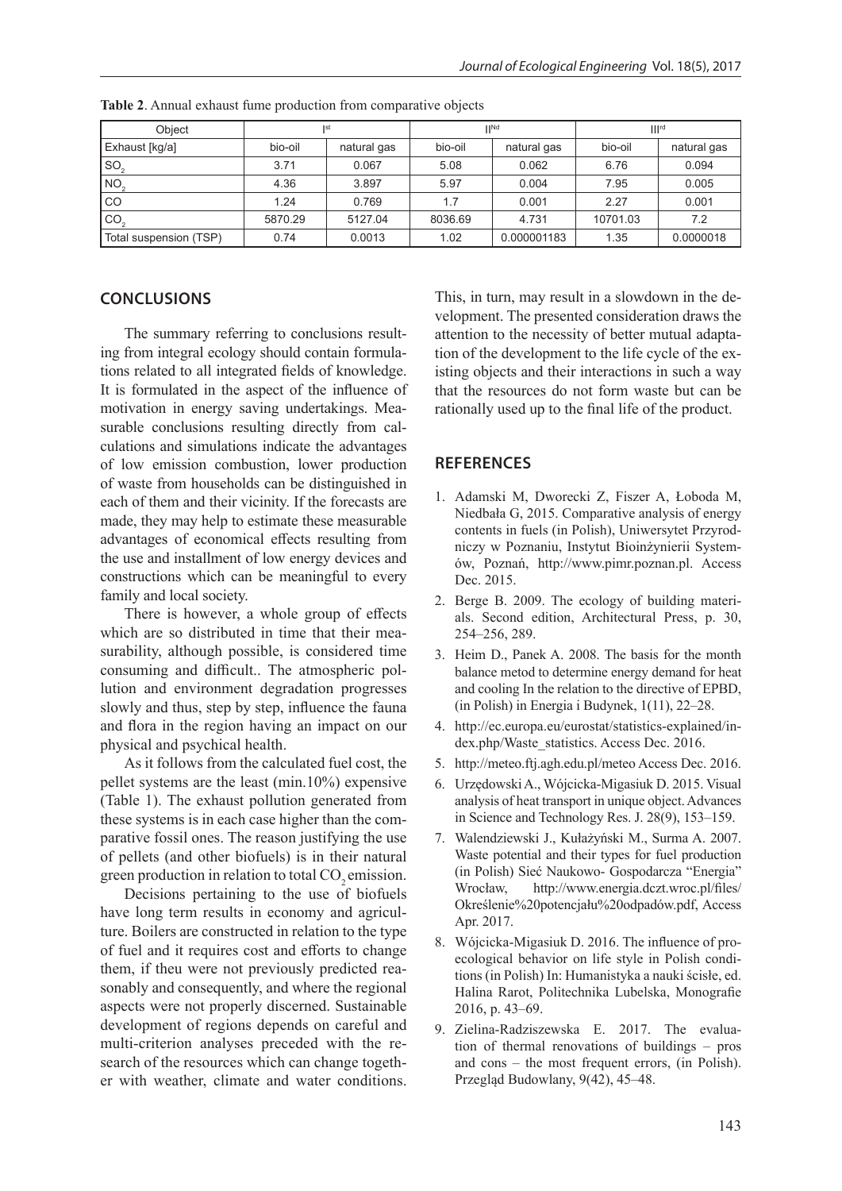**Table 2**. Annual exhaust fume production from comparative objects

| Object | I[st] | | II[Nd] | | III[rd] | |
|---|---|---|---|---|---|---|
| Exhaust [kg/a] | bio-oil | natural gas | bio-oil | natural gas | bio-oil | natural gas |
| $SO_2$ | 3.71 | 0.067 | 5.08 | 0.062 | 6.76 | 0.094 |
| $NO_2$ | 4.36 | 3.897 | 5.97 | 0.004 | 7.95 | 0.005 |
| CO | 1.24 | 0.769 | 1.7 | 0.001 | 2.27 | 0.001 |
| $CO_2$ | 5870.29 | 5127.04 | 8036.69 | 4.731 | 10701.03 | 7.2 |
| Total suspension (TSP) | 0.74 | 0.0013 | 1.02 | 0.000001183 | 1.35 | 0.0000018 |

## CONCLUSIONS

The summary referring to conclusions resulting from integral ecology should contain formulations related to all integrated fields of knowledge. It is formulated in the aspect of the influence of motivation in energy saving undertakings. Measurable conclusions resulting directly from calculations and simulations indicate the advantages of low emission combustion, lower production of waste from households can be distinguished in each of them and their vicinity. If the forecasts are made, they may help to estimate these measurable advantages of economical effects resulting from the use and installment of low energy devices and constructions which can be meaningful to every family and local society.

There is however, a whole group of effects which are so distributed in time that their measurability, although possible, is considered time consuming and difficult.. The atmospheric pollution and environment degradation progresses slowly and thus, step by step, influence the fauna and flora in the region having an impact on our physical and psychical health.

As it follows from the calculated fuel cost, the pellet systems are the least (min.10%) expensive (Table 1). The exhaust pollution generated from these systems is in each case higher than the comparative fossil ones. The reason justifying the use of pellets (and other biofuels) is in their natural green production in relation to total $CO_2$ emission.

Decisions pertaining to the use of biofuels have long term results in economy and agriculture. Boilers are constructed in relation to the type of fuel and it requires cost and efforts to change them, if theu were not previously predicted reasonably and consequently, and where the regional aspects were not properly discerned. Sustainable development of regions depends on careful and multi-criterion analyses preceded with the research of the resources which can change together with weather, climate and water conditions. This, in turn, may result in a slowdown in the development. The presented consideration draws the attention to the necessity of better mutual adaptation of the development to the life cycle of the existing objects and their interactions in such a way that the resources do not form waste but can be rationally used up to the final life of the product.

## REFERENCES

1. Adamski M, Dworecki Z, Fiszer A, Łoboda M, Niedbała G, 2015. Comparative analysis of energy contents in fuels (in Polish), Uniwersytet Przyrodniczy w Poznaniu, Instytut Bioinżynierii Systemów, Poznań, http://www.pimr.poznan.pl. Access Dec. 2015.
2. Berge B. 2009. The ecology of building materials. Second edition, Architectural Press, p. 30, 254–256, 289.
3. Heim D., Panek A. 2008. The basis for the month balance metod to determine energy demand for heat and cooling In the relation to the directive of EPBD, (in Polish) in Energia i Budynek, 1(11), 22–28.
4. http://ec.europa.eu/eurostat/statistics-explained/index.php/Waste_statistics. Access Dec. 2016.
5. http://meteo.ftj.agh.edu.pl/meteo Access Dec. 2016.
6. Urzędowski A., Wójcicka-Migasiuk D. 2015. Visual analysis of heat transport in unique object. Advances in Science and Technology Res. J. 28(9), 153–159.
7. Walendziewski J., Kułażyński M., Surma A. 2007. Waste potential and their types for fuel production (in Polish) Sieć Naukowo- Gospodarcza "Energia" Wrocław, http://www.energia.dczt.wroc.pl/files/Określenie%20potencjału%20odpadów.pdf, Access Apr. 2017.
8. Wójcicka-Migasiuk D. 2016. The influence of pro-ecological behavior on life style in Polish conditions (in Polish) In: Humanistyka a nauki ścisłe, ed. Halina Rarot, Politechnika Lubelska, Monografie 2016, p. 43–69.
9. Zielina-Radziszewska E. 2017. The evaluation of thermal renovations of buildings – pros and cons – the most frequent errors, (in Polish). Przegląd Budowlany, 9(42), 45–48.